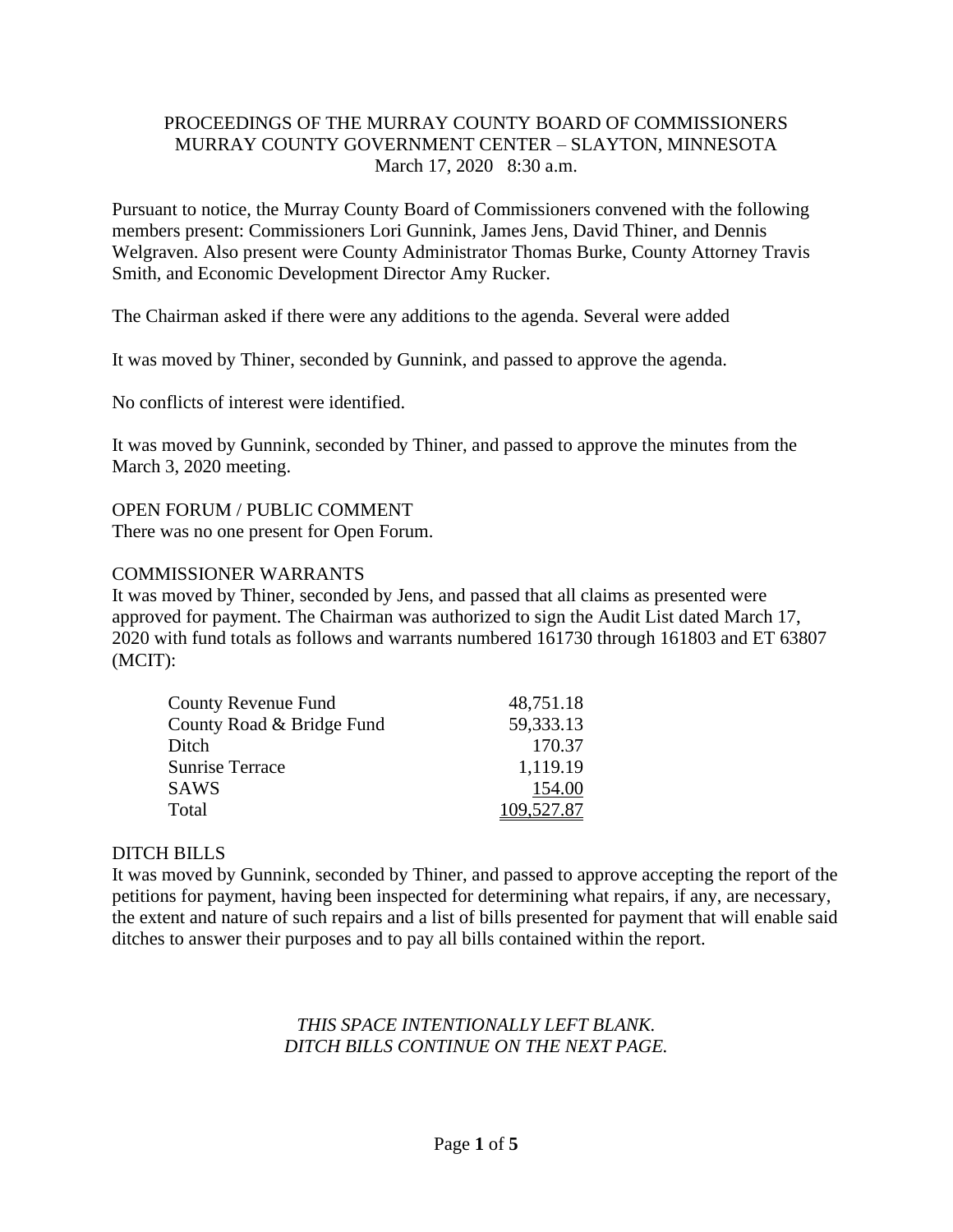PROCEEDINGS OF THE MURRAY COUNTY BOARD OF COMMISSIONERS
MURRAY COUNTY GOVERNMENT CENTER – SLAYTON, MINNESOTA
March 17, 2020 8:30 a.m.

Pursuant to notice, the Murray County Board of Commissioners convened with the following members present: Commissioners Lori Gunnink, James Jens, David Thiner, and Dennis Welgraven. Also present were County Administrator Thomas Burke, County Attorney Travis Smith, and Economic Development Director Amy Rucker.

The Chairman asked if there were any additions to the agenda. Several were added

It was moved by Thiner, seconded by Gunnink, and passed to approve the agenda.

No conflicts of interest were identified.

It was moved by Gunnink, seconded by Thiner, and passed to approve the minutes from the March 3, 2020 meeting.

OPEN FORUM / PUBLIC COMMENT
There was no one present for Open Forum.

COMMISSIONER WARRANTS
It was moved by Thiner, seconded by Jens, and passed that all claims as presented were approved for payment. The Chairman was authorized to sign the Audit List dated March 17, 2020 with fund totals as follows and warrants numbered 161730 through 161803 and ET 63807 (MCIT):

| | |
|---|---:|
| County Revenue Fund | 48,751.18 |
| County Road & Bridge Fund | 59,333.13 |
| Ditch | 170.37 |
| Sunrise Terrace | 1,119.19 |
| SAWS | 154.00 |
| Total | 109,527.87 |

DITCH BILLS
It was moved by Gunnink, seconded by Thiner, and passed to approve accepting the report of the petitions for payment, having been inspected for determining what repairs, if any, are necessary, the extent and nature of such repairs and a list of bills presented for payment that will enable said ditches to answer their purposes and to pay all bills contained within the report.

*THIS SPACE INTENTIONALLY LEFT BLANK.*
*DITCH BILLS CONTINUE ON THE NEXT PAGE.*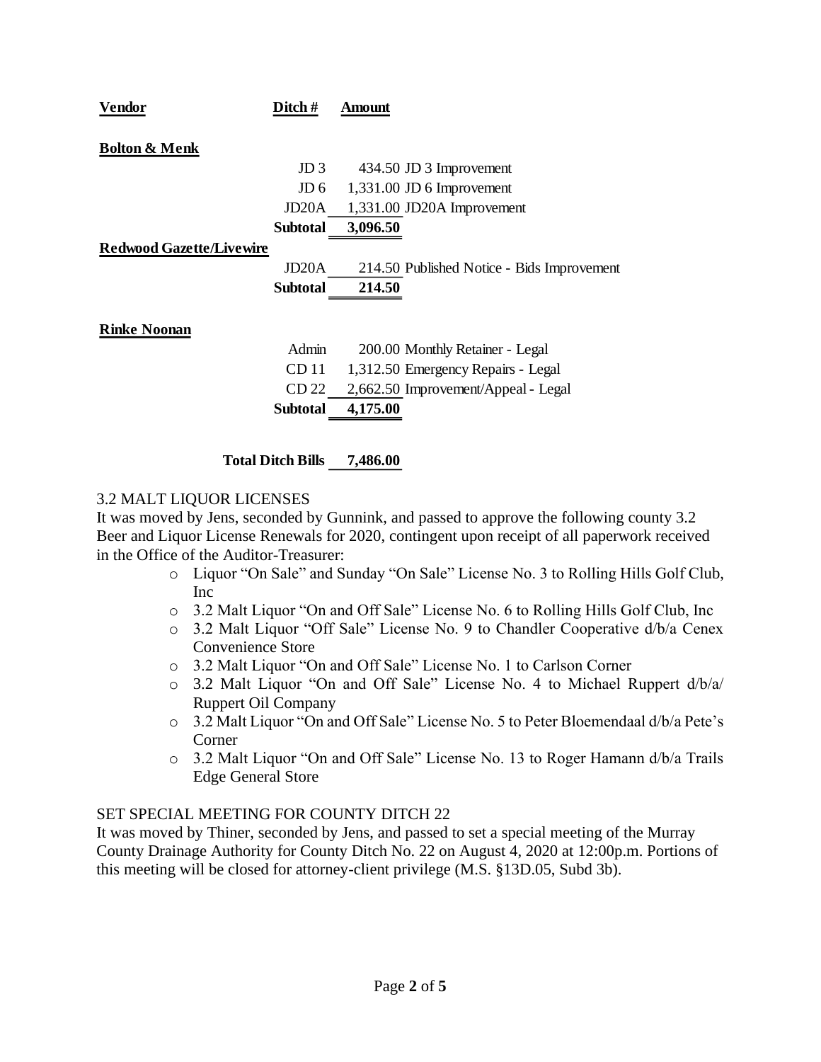| Vendor | Ditch # | Amount | |
|---|---|---|---|
| **Bolton & Menk** | | | |
| | JD 3 | 434.50 | JD 3 Improvement |
| | JD 6 | 1,331.00 | JD 6 Improvement |
| | JD20A | 1,331.00 | JD20A Improvement |
| | **Subtotal** | **3,096.50** | |
| **Redwood Gazette/Livewire** | | | |
| | JD20A | 214.50 | Published Notice - Bids Improvement |
| | **Subtotal** | **214.50** | |
| **Rinke Noonan** | | | |
| | Admin | 200.00 | Monthly Retainer - Legal |
| | CD 11 | 1,312.50 | Emergency Repairs - Legal |
| | CD 22 | 2,662.50 | Improvement/Appeal - Legal |
| | **Subtotal** | **4,175.00** | |
| | **Total Ditch Bills** | **7,486.00** | |

3.2 MALT LIQUOR LICENSES

It was moved by Jens, seconded by Gunnink, and passed to approve the following county 3.2 Beer and Liquor License Renewals for 2020, contingent upon receipt of all paperwork received in the Office of the Auditor-Treasurer:

- Liquor "On Sale" and Sunday "On Sale" License No. 3 to Rolling Hills Golf Club, Inc
- 3.2 Malt Liquor "On and Off Sale" License No. 6 to Rolling Hills Golf Club, Inc
- 3.2 Malt Liquor "Off Sale" License No. 9 to Chandler Cooperative d/b/a Cenex Convenience Store
- 3.2 Malt Liquor "On and Off Sale" License No. 1 to Carlson Corner
- 3.2 Malt Liquor "On and Off Sale" License No. 4 to Michael Ruppert d/b/a/ Ruppert Oil Company
- 3.2 Malt Liquor "On and Off Sale" License No. 5 to Peter Bloemendaal d/b/a Pete's Corner
- 3.2 Malt Liquor "On and Off Sale" License No. 13 to Roger Hamann d/b/a Trails Edge General Store

SET SPECIAL MEETING FOR COUNTY DITCH 22

It was moved by Thiner, seconded by Jens, and passed to set a special meeting of the Murray County Drainage Authority for County Ditch No. 22 on August 4, 2020 at 12:00p.m. Portions of this meeting will be closed for attorney-client privilege (M.S. §13D.05, Subd 3b).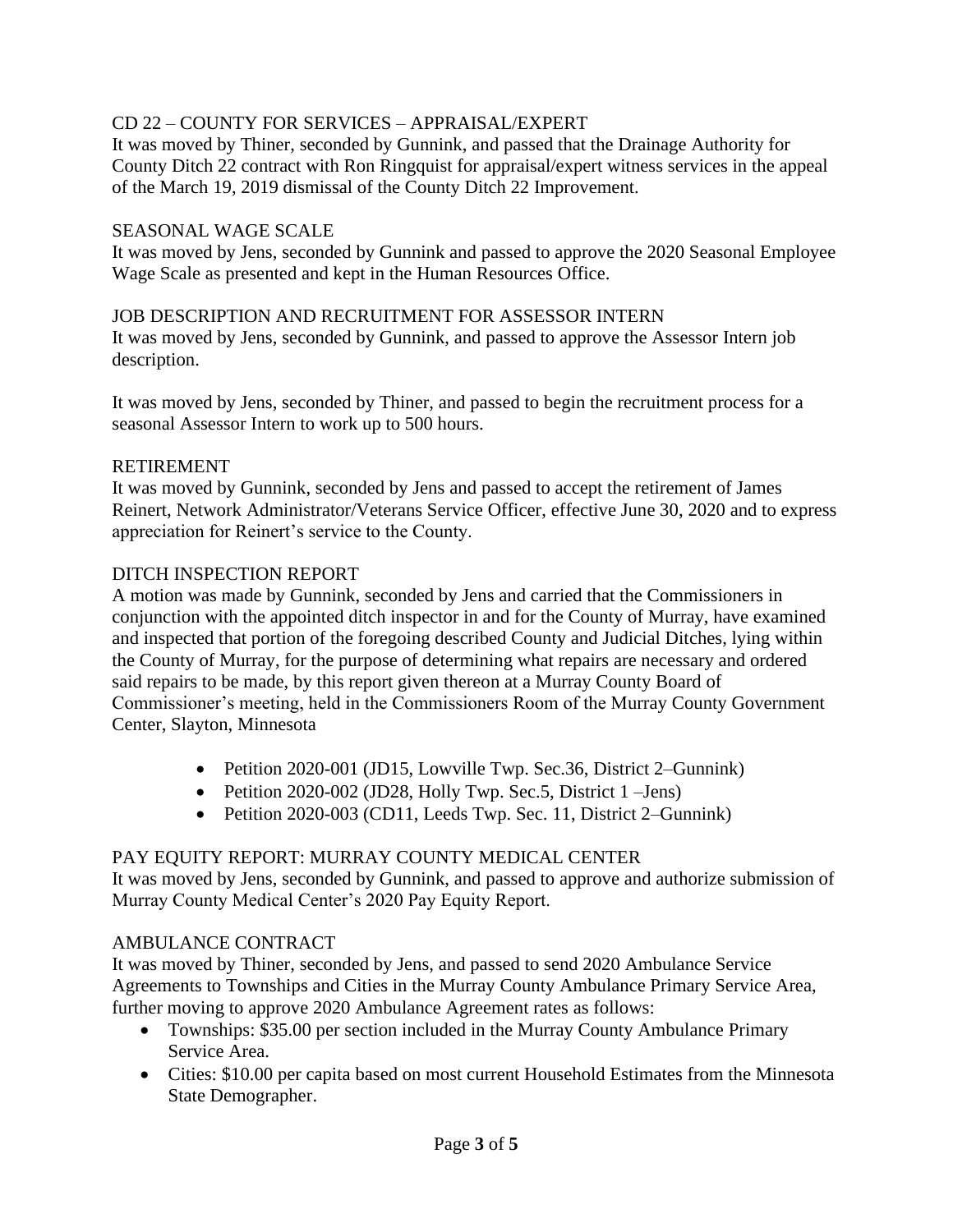CD 22 – COUNTY FOR SERVICES – APPRAISAL/EXPERT

It was moved by Thiner, seconded by Gunnink, and passed that the Drainage Authority for County Ditch 22 contract with Ron Ringquist for appraisal/expert witness services in the appeal of the March 19, 2019 dismissal of the County Ditch 22 Improvement.

SEASONAL WAGE SCALE

It was moved by Jens, seconded by Gunnink and passed to approve the 2020 Seasonal Employee Wage Scale as presented and kept in the Human Resources Office.

JOB DESCRIPTION AND RECRUITMENT FOR ASSESSOR INTERN

It was moved by Jens, seconded by Gunnink, and passed to approve the Assessor Intern job description.

It was moved by Jens, seconded by Thiner, and passed to begin the recruitment process for a seasonal Assessor Intern to work up to 500 hours.

RETIREMENT

It was moved by Gunnink, seconded by Jens and passed to accept the retirement of James Reinert, Network Administrator/Veterans Service Officer, effective June 30, 2020 and to express appreciation for Reinert's service to the County.

DITCH INSPECTION REPORT

A motion was made by Gunnink, seconded by Jens and carried that the Commissioners in conjunction with the appointed ditch inspector in and for the County of Murray, have examined and inspected that portion of the foregoing described County and Judicial Ditches, lying within the County of Murray, for the purpose of determining what repairs are necessary and ordered said repairs to be made, by this report given thereon at a Murray County Board of Commissioner's meeting, held in the Commissioners Room of the Murray County Government Center, Slayton, Minnesota

- Petition 2020-001 (JD15, Lowville Twp. Sec.36, District 2–Gunnink)
- Petition 2020-002 (JD28, Holly Twp. Sec.5, District 1 –Jens)
- Petition 2020-003 (CD11, Leeds Twp. Sec. 11, District 2–Gunnink)

PAY EQUITY REPORT: MURRAY COUNTY MEDICAL CENTER

It was moved by Jens, seconded by Gunnink, and passed to approve and authorize submission of Murray County Medical Center's 2020 Pay Equity Report.

AMBULANCE CONTRACT

It was moved by Thiner, seconded by Jens, and passed to send 2020 Ambulance Service Agreements to Townships and Cities in the Murray County Ambulance Primary Service Area, further moving to approve 2020 Ambulance Agreement rates as follows:

- Townships: $35.00 per section included in the Murray County Ambulance Primary Service Area.
- Cities: $10.00 per capita based on most current Household Estimates from the Minnesota State Demographer.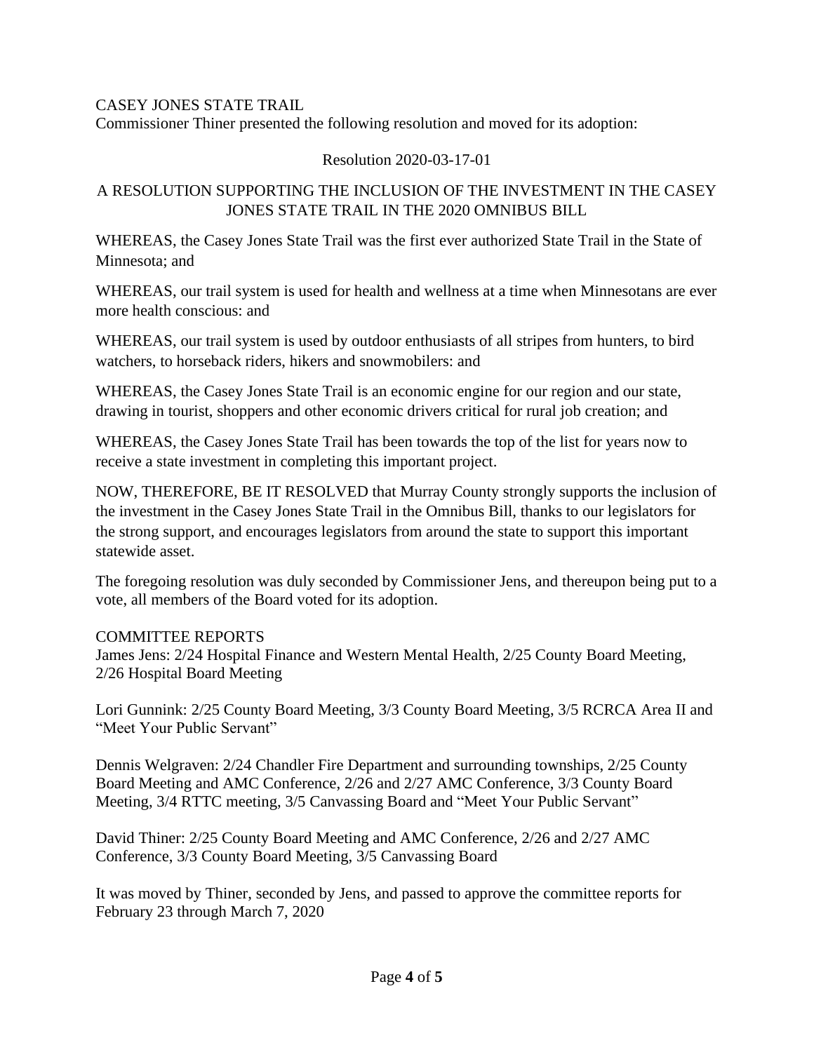CASEY JONES STATE TRAIL

Commissioner Thiner presented the following resolution and moved for its adoption:

Resolution 2020-03-17-01

A RESOLUTION SUPPORTING THE INCLUSION OF THE INVESTMENT IN THE CASEY JONES STATE TRAIL IN THE 2020 OMNIBUS BILL

WHEREAS, the Casey Jones State Trail was the first ever authorized State Trail in the State of Minnesota; and

WHEREAS, our trail system is used for health and wellness at a time when Minnesotans are ever more health conscious: and

WHEREAS, our trail system is used by outdoor enthusiasts of all stripes from hunters, to bird watchers, to horseback riders, hikers and snowmobilers: and

WHEREAS, the Casey Jones State Trail is an economic engine for our region and our state, drawing in tourist, shoppers and other economic drivers critical for rural job creation; and

WHEREAS, the Casey Jones State Trail has been towards the top of the list for years now to receive a state investment in completing this important project.

NOW, THEREFORE, BE IT RESOLVED that Murray County strongly supports the inclusion of the investment in the Casey Jones State Trail in the Omnibus Bill, thanks to our legislators for the strong support, and encourages legislators from around the state to support this important statewide asset.

The foregoing resolution was duly seconded by Commissioner Jens, and thereupon being put to a vote, all members of the Board voted for its adoption.

COMMITTEE REPORTS

James Jens: 2/24 Hospital Finance and Western Mental Health, 2/25 County Board Meeting, 2/26 Hospital Board Meeting

Lori Gunnink: 2/25 County Board Meeting, 3/3 County Board Meeting, 3/5 RCRCA Area II and "Meet Your Public Servant"

Dennis Welgraven: 2/24 Chandler Fire Department and surrounding townships, 2/25 County Board Meeting and AMC Conference, 2/26 and 2/27 AMC Conference, 3/3 County Board Meeting, 3/4 RTTC meeting, 3/5 Canvassing Board and "Meet Your Public Servant"

David Thiner: 2/25 County Board Meeting and AMC Conference, 2/26 and 2/27 AMC Conference, 3/3 County Board Meeting, 3/5 Canvassing Board

It was moved by Thiner, seconded by Jens, and passed to approve the committee reports for February 23 through March 7, 2020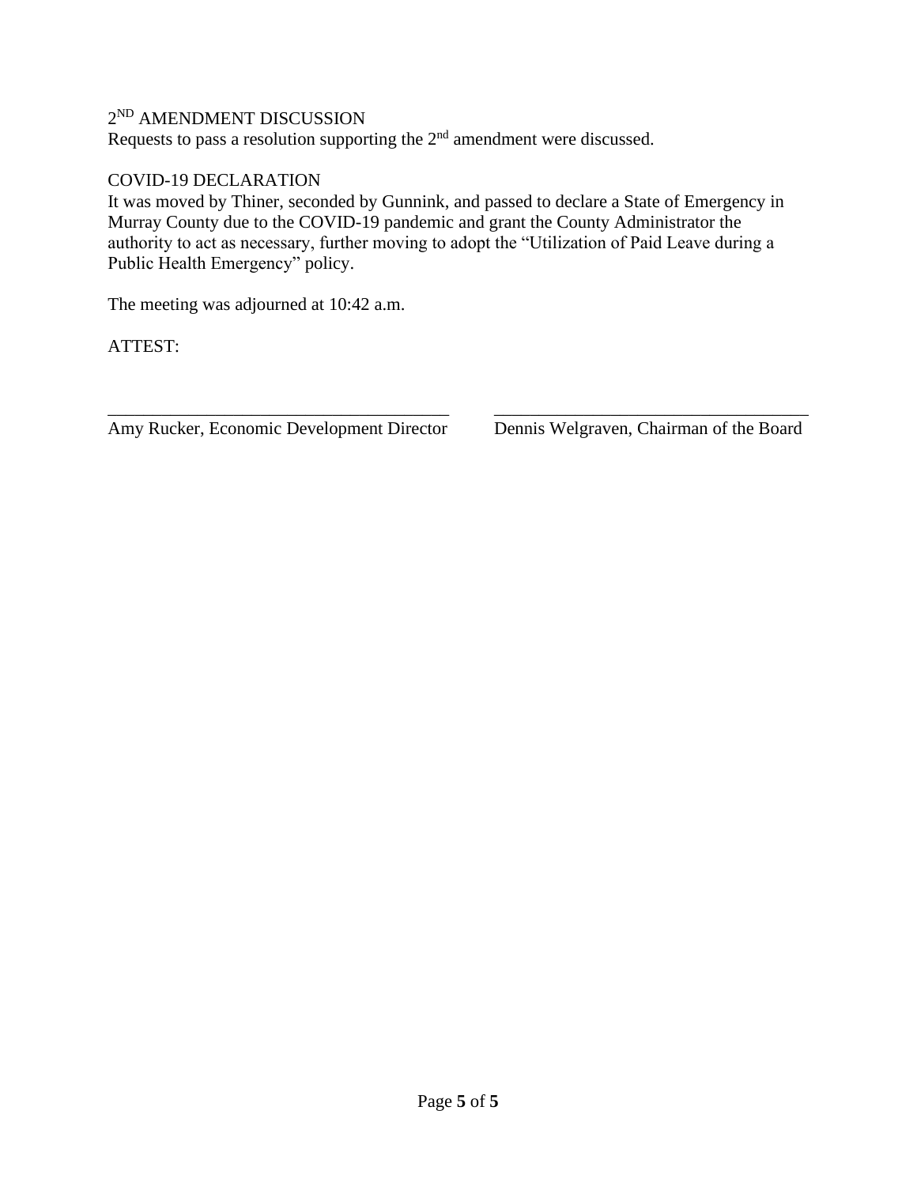2[ND] AMENDMENT DISCUSSION

Requests to pass a resolution supporting the 2[nd] amendment were discussed.

COVID-19 DECLARATION

It was moved by Thiner, seconded by Gunnink, and passed to declare a State of Emergency in Murray County due to the COVID-19 pandemic and grant the County Administrator the authority to act as necessary, further moving to adopt the "Utilization of Paid Leave during a Public Health Emergency" policy.

The meeting was adjourned at 10:42 a.m.

ATTEST:

______________________________________

Amy Rucker, Economic Development Director

______________________________________

Dennis Welgraven, Chairman of the Board